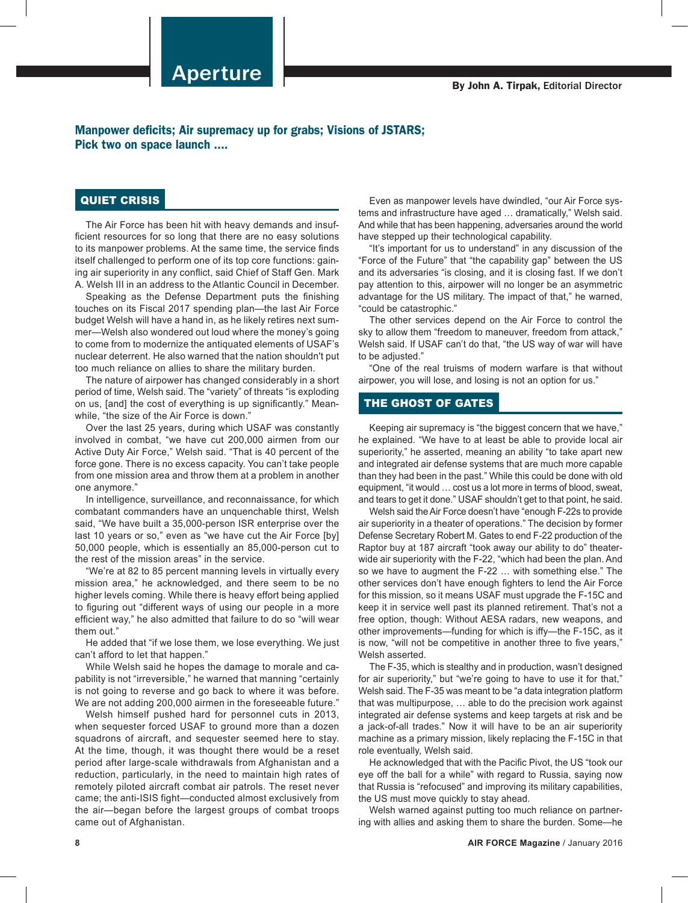# Aperture

**By John A. Tirpak, Editorial Director**

**Manpower deficits; Air supremacy up for grabs; Visions of JSTARS; Pick two on space launch ....**

## QUIET CRISIS

The Air Force has been hit with heavy demands and insufficient resources for so long that there are no easy solutions to its manpower problems. At the same time, the service finds itself challenged to perform one of its top core functions: gaining air superiority in any conflict, said Chief of Staff Gen. Mark A. Welsh III in an address to the Atlantic Council in December.

Speaking as the Defense Department puts the finishing touches on its Fiscal 2017 spending plan—the last Air Force budget Welsh will have a hand in, as he likely retires next summer—Welsh also wondered out loud where the money's going to come from to modernize the antiquated elements of USAF's nuclear deterrent. He also warned that the nation shouldn't put too much reliance on allies to share the military burden.

The nature of airpower has changed considerably in a short period of time, Welsh said. The "variety" of threats "is exploding on us, [and] the cost of everything is up significantly." Meanwhile, "the size of the Air Force is down."

Over the last 25 years, during which USAF was constantly involved in combat, "we have cut 200,000 airmen from our Active Duty Air Force," Welsh said. "That is 40 percent of the force gone. There is no excess capacity. You can't take people from one mission area and throw them at a problem in another one anymore."

In intelligence, surveillance, and reconnaissance, for which combatant commanders have an unquenchable thirst, Welsh said, "We have built a 35,000-person ISR enterprise over the last 10 years or so," even as "we have cut the Air Force [by] 50,000 people, which is essentially an 85,000-person cut to the rest of the mission areas" in the service.

"We're at 82 to 85 percent manning levels in virtually every mission area," he acknowledged, and there seem to be no higher levels coming. While there is heavy effort being applied to figuring out "different ways of using our people in a more efficient way," he also admitted that failure to do so "will wear them out."

He added that "if we lose them, we lose everything. We just can't afford to let that happen."

While Welsh said he hopes the damage to morale and capability is not "irreversible," he warned that manning "certainly is not going to reverse and go back to where it was before. We are not adding 200,000 airmen in the foreseeable future."

Welsh himself pushed hard for personnel cuts in 2013, when sequester forced USAF to ground more than a dozen squadrons of aircraft, and sequester seemed here to stay. At the time, though, it was thought there would be a reset period after large-scale withdrawals from Afghanistan and a reduction, particularly, in the need to maintain high rates of remotely piloted aircraft combat air patrols. The reset never came; the anti-ISIS fight—conducted almost exclusively from the air—began before the largest groups of combat troops came out of Afghanistan.

Even as manpower levels have dwindled, "our Air Force systems and infrastructure have aged … dramatically," Welsh said. And while that has been happening, adversaries around the world have stepped up their technological capability.

"It's important for us to understand" in any discussion of the "Force of the Future" that "the capability gap" between the US and its adversaries "is closing, and it is closing fast. If we don't pay attention to this, airpower will no longer be an asymmetric advantage for the US military. The impact of that," he warned, "could be catastrophic."

The other services depend on the Air Force to control the sky to allow them "freedom to maneuver, freedom from attack," Welsh said. If USAF can't do that, "the US way of war will have to be adjusted."

"One of the real truisms of modern warfare is that without airpower, you will lose, and losing is not an option for us."

## THE GHOST OF GATES

Keeping air supremacy is "the biggest concern that we have," he explained. "We have to at least be able to provide local air superiority," he asserted, meaning an ability "to take apart new and integrated air defense systems that are much more capable than they had been in the past." While this could be done with old equipment, "it would … cost us a lot more in terms of blood, sweat, and tears to get it done." USAF shouldn't get to that point, he said.

Welsh said the Air Force doesn't have "enough F-22s to provide air superiority in a theater of operations." The decision by former Defense Secretary Robert M. Gates to end F-22 production of the Raptor buy at 187 aircraft "took away our ability to do" theater-wide air superiority with the F-22, "which had been the plan. And so we have to augment the F-22 … with something else." The other services don't have enough fighters to lend the Air Force for this mission, so it means USAF must upgrade the F-15C and keep it in service well past its planned retirement. That's not a free option, though: Without AESA radars, new weapons, and other improvements—funding for which is iffy—the F-15C, as it is now, "will not be competitive in another three to five years," Welsh asserted.

The F-35, which is stealthy and in production, wasn't designed for air superiority," but "we're going to have to use it for that," Welsh said. The F-35 was meant to be "a data integration platform that was multipurpose, … able to do the precision work against integrated air defense systems and keep targets at risk and be a jack-of-all trades." Now it will have to be an air superiority machine as a primary mission, likely replacing the F-15C in that role eventually, Welsh said.

He acknowledged that with the Pacific Pivot, the US "took our eye off the ball for a while" with regard to Russia, saying now that Russia is "refocused" and improving its military capabilities, the US must move quickly to stay ahead.

Welsh warned against putting too much reliance on partnering with allies and asking them to share the burden. Some—he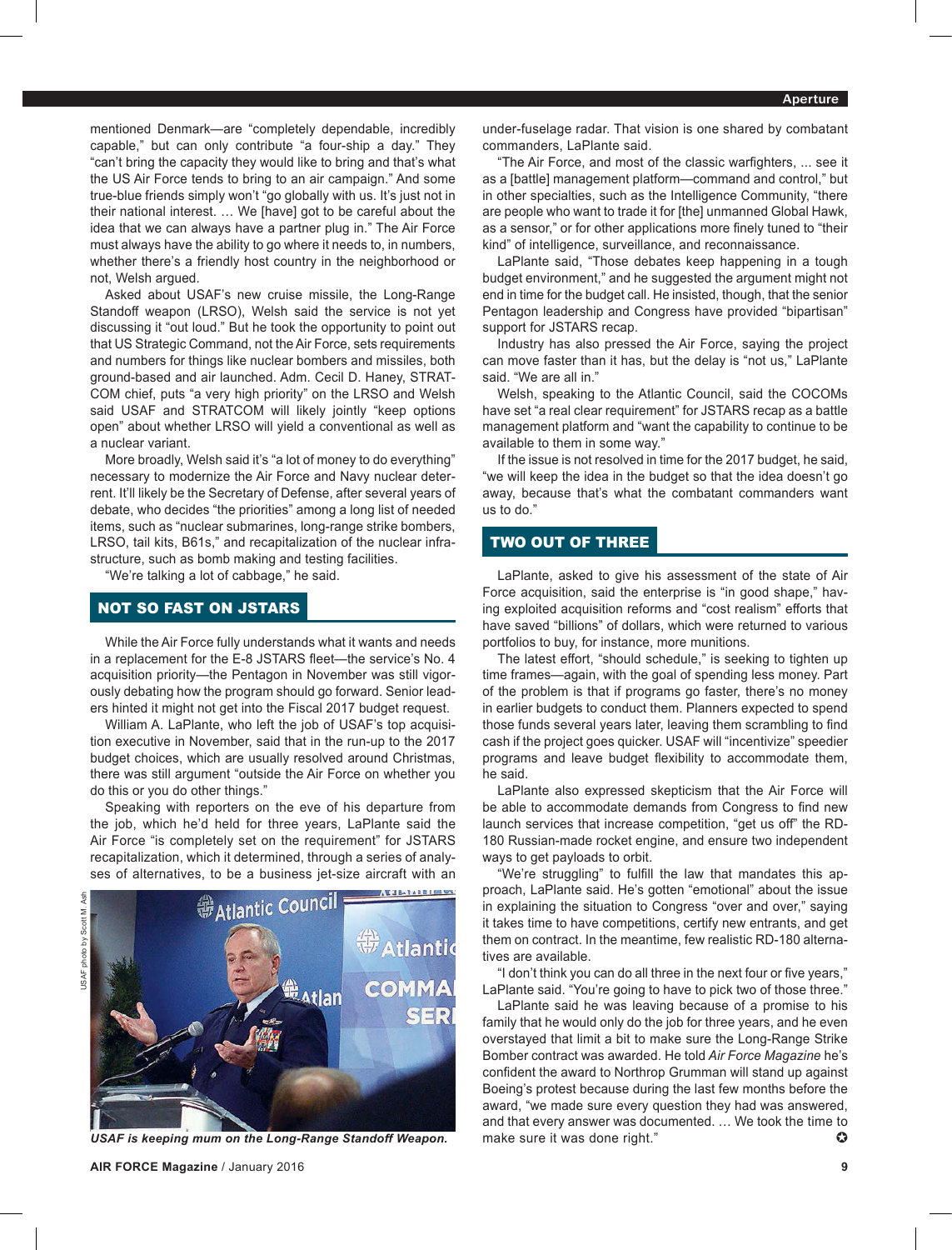mentioned Denmark—are "completely dependable, incredibly capable," but can only contribute "a four-ship a day." They "can't bring the capacity they would like to bring and that's what the US Air Force tends to bring to an air campaign." And some true-blue friends simply won't "go globally with us. It's just not in their national interest. … We [have] got to be careful about the idea that we can always have a partner plug in." The Air Force must always have the ability to go where it needs to, in numbers, whether there's a friendly host country in the neighborhood or not, Welsh argued.

Asked about USAF's new cruise missile, the Long-Range Standoff weapon (LRSO), Welsh said the service is not yet discussing it "out loud." But he took the opportunity to point out that US Strategic Command, not the Air Force, sets requirements and numbers for things like nuclear bombers and missiles, both ground-based and air launched. Adm. Cecil D. Haney, STRATCOM chief, puts "a very high priority" on the LRSO and Welsh said USAF and STRATCOM will likely jointly "keep options open" about whether LRSO will yield a conventional as well as a nuclear variant.

More broadly, Welsh said it's "a lot of money to do everything" necessary to modernize the Air Force and Navy nuclear deterrent. It'll likely be the Secretary of Defense, after several years of debate, who decides "the priorities" among a long list of needed items, such as "nuclear submarines, long-range strike bombers, LRSO, tail kits, B61s," and recapitalization of the nuclear infrastructure, such as bomb making and testing facilities.

"We're talking a lot of cabbage," he said.

## NOT SO FAST ON JSTARS

While the Air Force fully understands what it wants and needs in a replacement for the E-8 JSTARS fleet—the service's No. 4 acquisition priority—the Pentagon in November was still vigorously debating how the program should go forward. Senior leaders hinted it might not get into the Fiscal 2017 budget request.

William A. LaPlante, who left the job of USAF's top acquisition executive in November, said that in the run-up to the 2017 budget choices, which are usually resolved around Christmas, there was still argument "outside the Air Force on whether you do this or you do other things."

Speaking with reporters on the eve of his departure from the job, which he'd held for three years, LaPlante said the Air Force "is completely set on the requirement" for JSTARS recapitalization, which it determined, through a series of analyses of alternatives, to be a business jet-size aircraft with an under-fuselage radar. That vision is one shared by combatant commanders, LaPlante said.

USAF photo by Scott M. Ash

*USAF is keeping mum on the Long-Range Standoff Weapon.*

"The Air Force, and most of the classic warfighters, ... see it as a [battle] management platform—command and control," but in other specialties, such as the Intelligence Community, "there are people who want to trade it for [the] unmanned Global Hawk, as a sensor," or for other applications more finely tuned to "their kind" of intelligence, surveillance, and reconnaissance.

LaPlante said, "Those debates keep happening in a tough budget environment," and he suggested the argument might not end in time for the budget call. He insisted, though, that the senior Pentagon leadership and Congress have provided "bipartisan" support for JSTARS recap.

Industry has also pressed the Air Force, saying the project can move faster than it has, but the delay is "not us," LaPlante said. "We are all in."

Welsh, speaking to the Atlantic Council, said the COCOMs have set "a real clear requirement" for JSTARS recap as a battle management platform and "want the capability to continue to be available to them in some way."

If the issue is not resolved in time for the 2017 budget, he said, "we will keep the idea in the budget so that the idea doesn't go away, because that's what the combatant commanders want us to do."

## TWO OUT OF THREE

LaPlante, asked to give his assessment of the state of Air Force acquisition, said the enterprise is "in good shape," having exploited acquisition reforms and "cost realism" efforts that have saved "billions" of dollars, which were returned to various portfolios to buy, for instance, more munitions.

The latest effort, "should schedule," is seeking to tighten up time frames—again, with the goal of spending less money. Part of the problem is that if programs go faster, there's no money in earlier budgets to conduct them. Planners expected to spend those funds several years later, leaving them scrambling to find cash if the project goes quicker. USAF will "incentivize" speedier programs and leave budget flexibility to accommodate them, he said.

LaPlante also expressed skepticism that the Air Force will be able to accommodate demands from Congress to find new launch services that increase competition, "get us off" the RD-180 Russian-made rocket engine, and ensure two independent ways to get payloads to orbit.

"We're struggling" to fulfill the law that mandates this approach, LaPlante said. He's gotten "emotional" about the issue in explaining the situation to Congress "over and over," saying it takes time to have competitions, certify new entrants, and get them on contract. In the meantime, few realistic RD-180 alternatives are available.

"I don't think you can do all three in the next four or five years," LaPlante said. "You're going to have to pick two of those three."

LaPlante said he was leaving because of a promise to his family that he would only do the job for three years, and he even overstayed that limit a bit to make sure the Long-Range Strike Bomber contract was awarded. He told *Air Force Magazine* he's confident the award to Northrop Grumman will stand up against Boeing's protest because during the last few months before the award, "we made sure every question they had was answered, and that every answer was documented. … We took the time to make sure it was done right." ✪